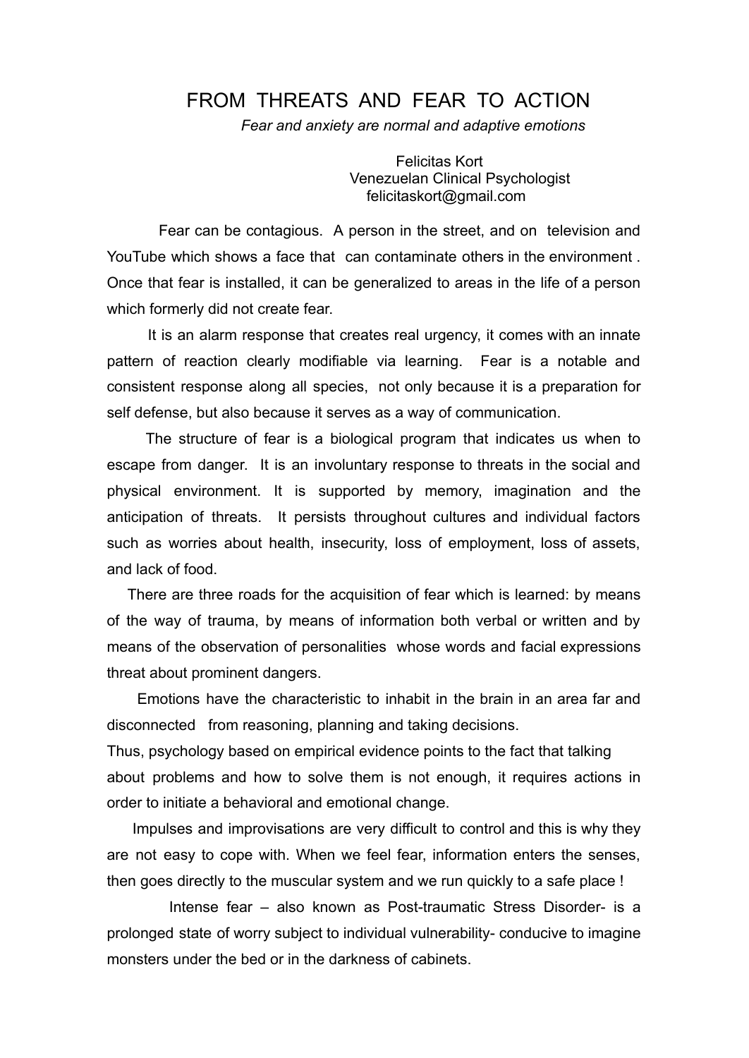# FROM THREATS AND FEAR TO ACTION

*Fear and anxiety are normal and adaptive emotions*

Felicitas Kort
Venezuelan Clinical Psychologist
felicitaskort@gmail.com

Fear can be contagious. A person in the street, and on television and YouTube which shows a face that can contaminate others in the environment . Once that fear is installed, it can be generalized to areas in the life of a person which formerly did not create fear.

It is an alarm response that creates real urgency, it comes with an innate pattern of reaction clearly modifiable via learning. Fear is a notable and consistent response along all species, not only because it is a preparation for self defense, but also because it serves as a way of communication.

The structure of fear is a biological program that indicates us when to escape from danger. It is an involuntary response to threats in the social and physical environment. It is supported by memory, imagination and the anticipation of threats. It persists throughout cultures and individual factors such as worries about health, insecurity, loss of employment, loss of assets, and lack of food.

There are three roads for the acquisition of fear which is learned: by means of the way of trauma, by means of information both verbal or written and by means of the observation of personalities whose words and facial expressions threat about prominent dangers.

Emotions have the characteristic to inhabit in the brain in an area far and disconnected from reasoning, planning and taking decisions.
Thus, psychology based on empirical evidence points to the fact that talking about problems and how to solve them is not enough, it requires actions in order to initiate a behavioral and emotional change.

Impulses and improvisations are very difficult to control and this is why they are not easy to cope with. When we feel fear, information enters the senses, then goes directly to the muscular system and we run quickly to a safe place !

Intense fear – also known as Post-traumatic Stress Disorder- is a prolonged state of worry subject to individual vulnerability- conducive to imagine monsters under the bed or in the darkness of cabinets.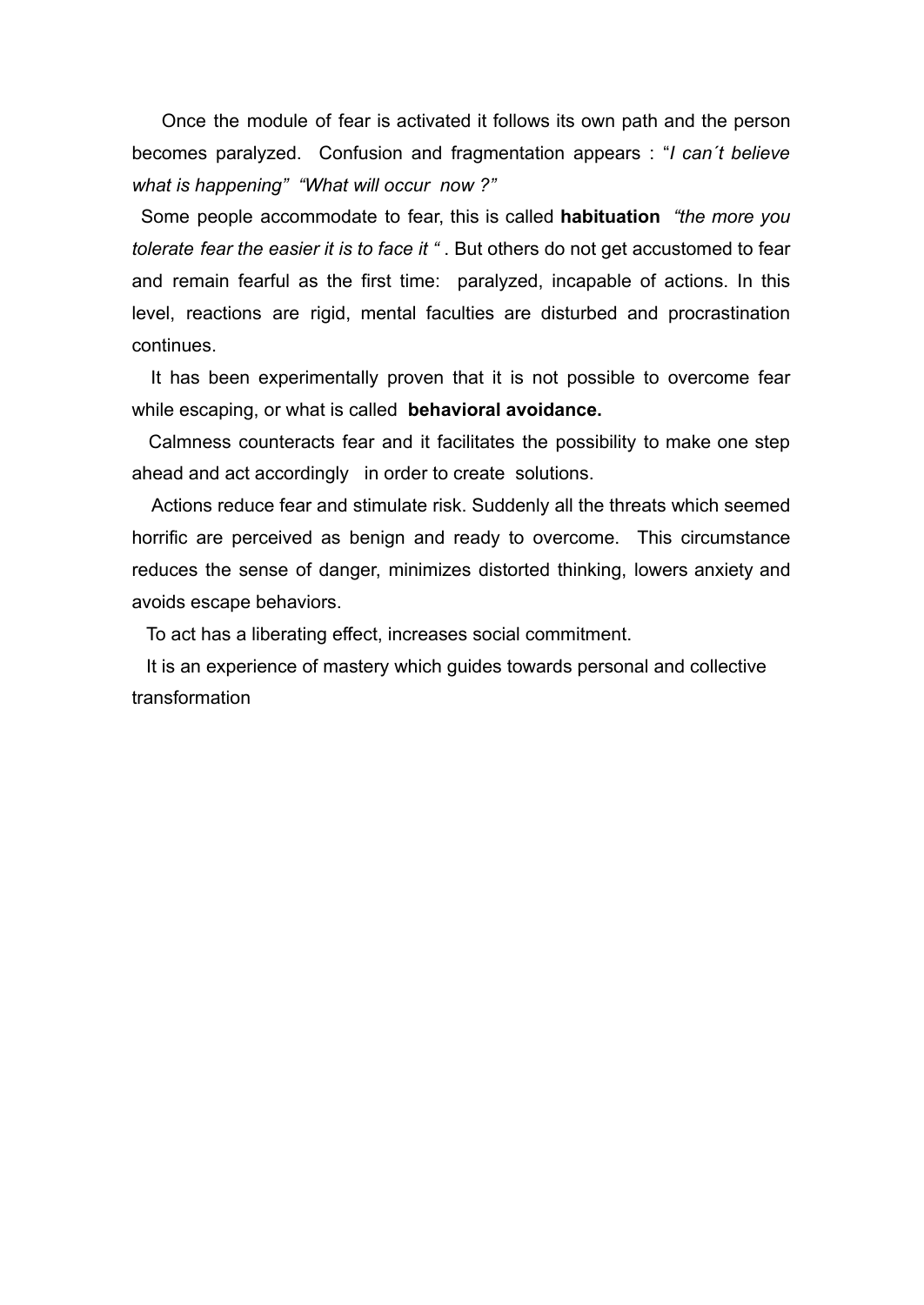Once the module of fear is activated it follows its own path and the person becomes paralyzed. Confusion and fragmentation appears : "*I can´t believe what is happening" "What will occur now ?"*

Some people accommodate to fear, this is called **habituation** *"the more you tolerate fear the easier it is to face it "* . But others do not get accustomed to fear and remain fearful as the first time: paralyzed, incapable of actions. In this level, reactions are rigid, mental faculties are disturbed and procrastination continues.

It has been experimentally proven that it is not possible to overcome fear while escaping, or what is called **behavioral avoidance.**

Calmness counteracts fear and it facilitates the possibility to make one step ahead and act accordingly in order to create solutions.

Actions reduce fear and stimulate risk. Suddenly all the threats which seemed horrific are perceived as benign and ready to overcome. This circumstance reduces the sense of danger, minimizes distorted thinking, lowers anxiety and avoids escape behaviors.

To act has a liberating effect, increases social commitment.

It is an experience of mastery which guides towards personal and collective transformation